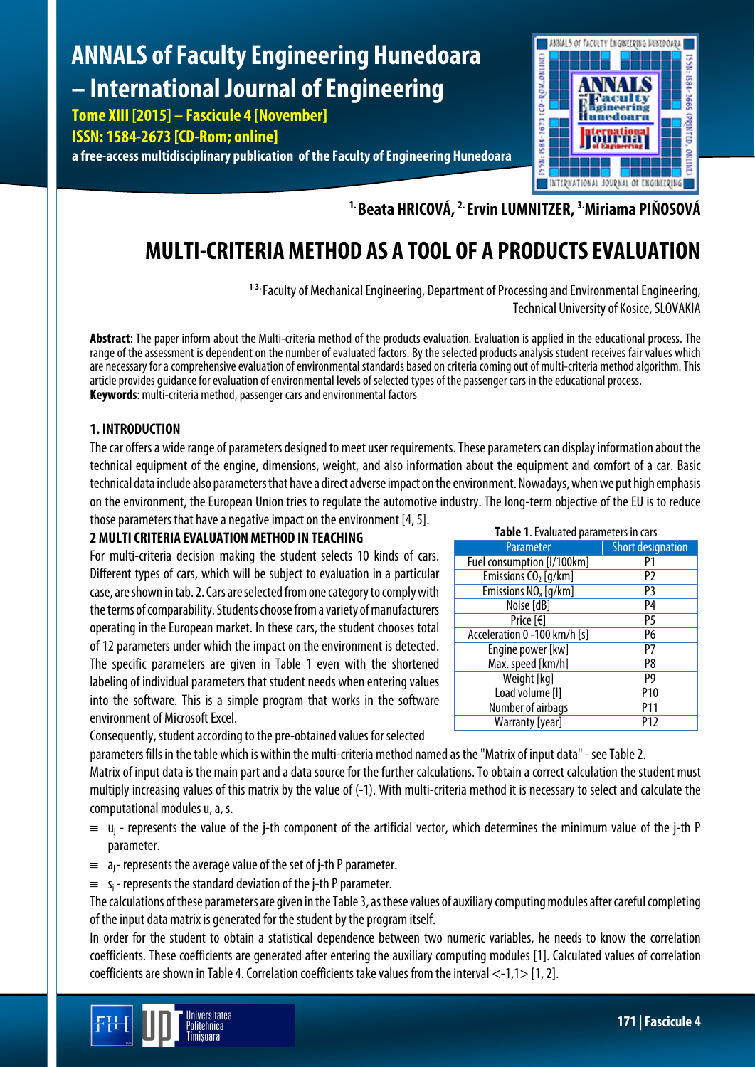# ANNALS of Faculty Engineering Hunedoara – International Journal of Engineering

Tome XIII [2015] – Fascicule 4 [November]
ISSN: 1584-2673 [CD-Rom; online]
a free-access multidisciplinary publication of the Faculty of Engineering Hunedoara

[1.] Beata HRICOVÁ, [2.] Ervin LUMNITZER, [3.] Miriama PIŇOSOVÁ

# MULTI-CRITERIA METHOD AS A TOOL OF A PRODUCTS EVALUATION

[1-3.] Faculty of Mechanical Engineering, Department of Processing and Environmental Engineering, Technical University of Kosice, SLOVAKIA

**Abstract**: The paper inform about the Multi-criteria method of the products evaluation. Evaluation is applied in the educational process. The range of the assessment is dependent on the number of evaluated factors. By the selected products analysis student receives fair values which are necessary for a comprehensive evaluation of environmental standards based on criteria coming out of multi-criteria method algorithm. This article provides guidance for evaluation of environmental levels of selected types of the passenger cars in the educational process.
**Keywords**: multi-criteria method, passenger cars and environmental factors

## 1. INTRODUCTION

The car offers a wide range of parameters designed to meet user requirements. These parameters can display information about the technical equipment of the engine, dimensions, weight, and also information about the equipment and comfort of a car. Basic technical data include also parameters that have a direct adverse impact on the environment. Nowadays, when we put high emphasis on the environment, the European Union tries to regulate the automotive industry. The long-term objective of the EU is to reduce those parameters that have a negative impact on the environment [4, 5].

## 2 MULTI CRITERIA EVALUATION METHOD IN TEACHING

For multi-criteria decision making the student selects 10 kinds of cars. Different types of cars, which will be subject to evaluation in a particular case, are shown in tab. 2. Cars are selected from one category to comply with the terms of comparability. Students choose from a variety of manufacturers operating in the European market. In these cars, the student chooses total of 12 parameters under which the impact on the environment is detected. The specific parameters are given in Table 1 even with the shortened labeling of individual parameters that student needs when entering values into the software. This is a simple program that works in the software environment of Microsoft Excel.

**Table 1**. Evaluated parameters in cars

| Parameter | Short designation |
|---|---|
| Fuel consumption [l/100km] | P1 |
| Emissions $CO_2$ [g/km] | P2 |
| Emissions $NO_x$ [g/km] | P3 |
| Noise [dB] | P4 |
| Price [€] | P5 |
| Acceleration 0 -100 km/h [s] | P6 |
| Engine power [kw] | P7 |
| Max. speed [km/h] | P8 |
| Weight [kg] | P9 |
| Load volume [l] | P10 |
| Number of airbags | P11 |
| Warranty [year] | P12 |

Consequently, student according to the pre-obtained values for selected parameters fills in the table which is within the multi-criteria method named as the "Matrix of input data" - see Table 2.

Matrix of input data is the main part and a data source for the further calculations. To obtain a correct calculation the student must multiply increasing values of this matrix by the value of (-1). With multi-criteria method it is necessary to select and calculate the computational modules u, a, s.

- $u_j$ - represents the value of the j-th component of the artificial vector, which determines the minimum value of the j-th P parameter.
- $a_j$ - represents the average value of the set of j-th P parameter.
- $s_j$ - represents the standard deviation of the j-th P parameter.

The calculations of these parameters are given in the Table 3, as these values of auxiliary computing modules after careful completing of the input data matrix is generated for the student by the program itself.

In order for the student to obtain a statistical dependence between two numeric variables, he needs to know the correlation coefficients. These coefficients are generated after entering the auxiliary computing modules [1]. Calculated values of correlation coefficients are shown in Table 4. Correlation coefficients take values from the interval <-1,1> [1, 2].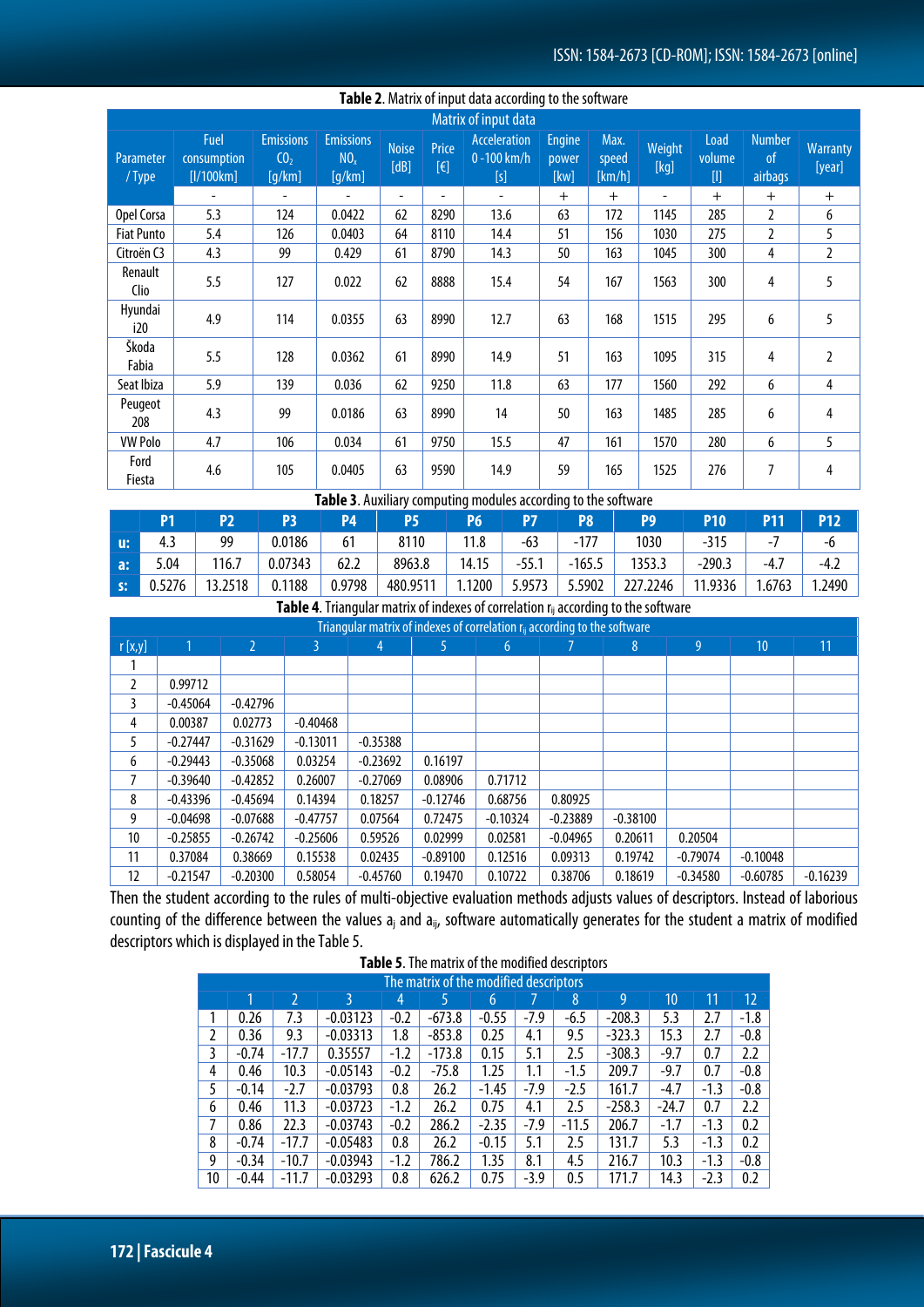**Table 2**. Matrix of input data according to the software

| Matrix of input data | | | | | | | | | | | | |
|---|---|---|---|---|---|---|---|---|---|---|---|---|
| Parameter / Type | Fuel consumption [l/100km] | Emissions $CO_2$ [g/km] | Emissions $NO_x$ [g/km] | Noise [dB] | Price [€] | Acceleration 0-100 km/h [s] | Engine power [kw] | Max. speed [km/h] | Weight [kg] | Load volume [l] | Number of airbags | Warranty [year] |
| | - | - | - | - | - | - | + | + | - | + | + | + |
| Opel Corsa | 5.3 | 124 | 0.0422 | 62 | 8290 | 13.6 | 63 | 172 | 1145 | 285 | 2 | 6 |
| Fiat Punto | 5.4 | 126 | 0.0403 | 64 | 8110 | 14.4 | 51 | 156 | 1030 | 275 | 2 | 5 |
| Citroën C3 | 4.3 | 99 | 0.429 | 61 | 8790 | 14.3 | 50 | 163 | 1045 | 300 | 4 | 2 |
| Renault Clio | 5.5 | 127 | 0.022 | 62 | 8888 | 15.4 | 54 | 167 | 1563 | 300 | 4 | 5 |
| Hyundai i20 | 4.9 | 114 | 0.0355 | 63 | 8990 | 12.7 | 63 | 168 | 1515 | 295 | 6 | 5 |
| Škoda Fabia | 5.5 | 128 | 0.0362 | 61 | 8990 | 14.9 | 51 | 163 | 1095 | 315 | 4 | 2 |
| Seat Ibiza | 5.9 | 139 | 0.036 | 62 | 9250 | 11.8 | 63 | 177 | 1560 | 292 | 6 | 4 |
| Peugeot 208 | 4.3 | 99 | 0.0186 | 63 | 8990 | 14 | 50 | 163 | 1485 | 285 | 6 | 4 |
| VW Polo | 4.7 | 106 | 0.034 | 61 | 9750 | 15.5 | 47 | 161 | 1570 | 280 | 6 | 5 |
| Ford Fiesta | 4.6 | 105 | 0.0405 | 63 | 9590 | 14.9 | 59 | 165 | 1525 | 276 | 7 | 4 |

**Table 3**. Auxiliary computing modules according to the software

| | P1 | P2 | P3 | P4 | P5 | P6 | P7 | P8 | P9 | P10 | P11 | P12 |
|---|---|---|---|---|---|---|---|---|---|---|---|---|
| u: | 4.3 | 99 | 0.0186 | 61 | 8110 | 11.8 | -63 | -177 | 1030 | -315 | -7 | -6 |
| a: | 5.04 | 116.7 | 0.07343 | 62.2 | 8963.8 | 14.15 | -55.1 | -165.5 | 1353.3 | -290.3 | -4.7 | -4.2 |
| s: | 0.5276 | 13.2518 | 0.1188 | 0.9798 | 480.9511 | 1.1200 | 5.9573 | 5.5902 | 227.2246 | 11.9336 | 1.6763 | 1.2490 |

**Table 4**. Triangular matrix of indexes of correlation $r_{ij}$ according to the software

| r [x,y] | 1 | 2 | 3 | 4 | 5 | 6 | 7 | 8 | 9 | 10 | 11 |
|---|---|---|---|---|---|---|---|---|---|---|---|
| 1 | | | | | | | | | | | |
| 2 | 0.99712 | | | | | | | | | | |
| 3 | -0.45064 | -0.42796 | | | | | | | | | |
| 4 | 0.00387 | 0.02773 | -0.40468 | | | | | | | | |
| 5 | -0.27447 | -0.31629 | -0.13011 | -0.35388 | | | | | | | |
| 6 | -0.29443 | -0.35068 | 0.03254 | -0.23692 | 0.16197 | | | | | | |
| 7 | -0.39640 | -0.42852 | 0.26007 | -0.27069 | 0.08906 | 0.71712 | | | | | |
| 8 | -0.43396 | -0.45694 | 0.14394 | 0.18257 | -0.12746 | 0.68756 | 0.80925 | | | | |
| 9 | -0.04698 | -0.07688 | -0.47757 | 0.07564 | 0.72475 | -0.10324 | -0.23889 | -0.38100 | | | |
| 10 | -0.25855 | -0.26742 | -0.25606 | 0.59526 | 0.02999 | 0.02581 | -0.04965 | 0.20611 | 0.20504 | | |
| 11 | 0.37084 | 0.38669 | 0.15538 | 0.02435 | -0.89100 | 0.12516 | 0.09313 | 0.19742 | -0.79074 | -0.10048 | |
| 12 | -0.21547 | -0.20300 | 0.58054 | -0.45760 | 0.19470 | 0.10722 | 0.38706 | 0.18619 | -0.34580 | -0.60785 | -0.16239 |

Then the student according to the rules of multi-objective evaluation methods adjusts values of descriptors. Instead of laborious counting of the difference between the values $a_j$ and $a_{ij}$, software automatically generates for the student a matrix of modified descriptors which is displayed in the Table 5.

**Table 5**. The matrix of the modified descriptors

| | 1 | 2 | 3 | 4 | 5 | 6 | 7 | 8 | 9 | 10 | 11 | 12 |
|---|---|---|---|---|---|---|---|---|---|---|---|---|
| 1 | 0.26 | 7.3 | -0.03123 | -0.2 | -673.8 | -0.55 | -7.9 | -6.5 | -208.3 | 5.3 | 2.7 | -1.8 |
| 2 | 0.36 | 9.3 | -0.03313 | 1.8 | -853.8 | 0.25 | 4.1 | 9.5 | -323.3 | 15.3 | 2.7 | -0.8 |
| 3 | -0.74 | -17.7 | 0.35557 | -1.2 | -173.8 | 0.15 | 5.1 | 2.5 | -308.3 | -9.7 | 0.7 | 2.2 |
| 4 | 0.46 | 10.3 | -0.05143 | -0.2 | -75.8 | 1.25 | 1.1 | -1.5 | 209.7 | -9.7 | 0.7 | -0.8 |
| 5 | -0.14 | -2.7 | -0.03793 | 0.8 | 26.2 | -1.45 | -7.9 | -2.5 | 161.7 | -4.7 | -1.3 | -0.8 |
| 6 | 0.46 | 11.3 | -0.03723 | -1.2 | 26.2 | 0.75 | 4.1 | 2.5 | -258.3 | -24.7 | 0.7 | 2.2 |
| 7 | 0.86 | 22.3 | -0.03743 | -0.2 | 286.2 | -2.35 | -7.9 | -11.5 | 206.7 | -1.7 | -1.3 | 0.2 |
| 8 | -0.74 | -17.7 | -0.05483 | 0.8 | 26.2 | -0.15 | 5.1 | 2.5 | 131.7 | 5.3 | -1.3 | 0.2 |
| 9 | -0.34 | -10.7 | -0.03943 | -1.2 | 786.2 | 1.35 | 8.1 | 4.5 | 216.7 | 10.3 | -1.3 | -0.8 |
| 10 | -0.44 | -11.7 | -0.03293 | 0.8 | 626.2 | 0.75 | -3.9 | 0.5 | 171.7 | 14.3 | -2.3 | 0.2 |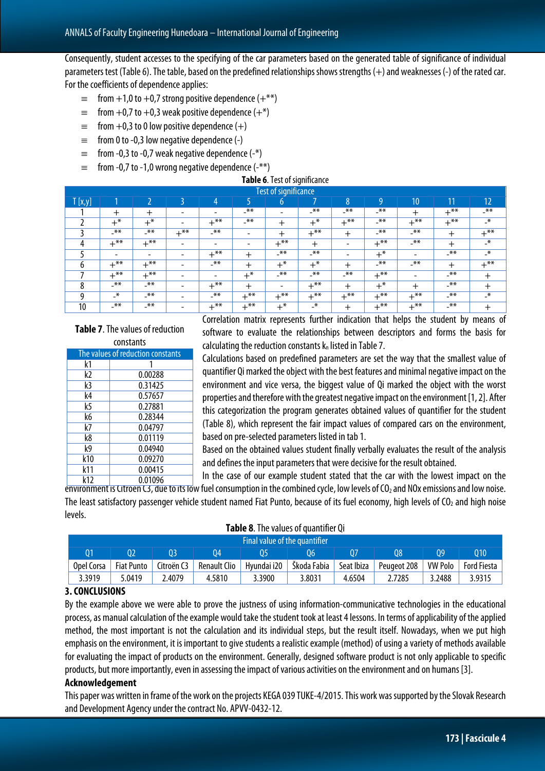Consequently, student accesses to the specifying of the car parameters based on the generated table of significance of individual parameters test (Table 6). The table, based on the predefined relationships shows strengths (+) and weaknesses (-) of the rated car. For the coefficients of dependence applies:

- from +1,0 to +0,7 strong positive dependence (+**)
- from +0,7 to +0,3 weak positive dependence (+*)
- from +0,3 to 0 low positive dependence (+)
- from 0 to -0,3 low negative dependence (-)
- from -0,3 to -0,7 weak negative dependence (-*)
- from -0,7 to -1,0 wrong negative dependence (-**)

**Table 6**. Test of significance

| Test of significance | | | | | | | | | | | | |
|---|---|---|---|---|---|---|---|---|---|---|---|---|
| T [x,y] | 1 | 2 | 3 | 4 | 5 | 6 | 7 | 8 | 9 | 10 | 11 | 12 |
| 1 | + | + | - | - | -** | - | -** | -** | -** | + | +** | -** |
| 2 | +* | +* | - | +** | -** | + | +* | +** | -** | +** | +** | -* |
| 3 | -** | -** | +** | -** | - | + | +** | + | -** | -** | + | +** |
| 4 | +** | +** | - | - | - | +** | + | - | +** | -** | + | -* |
| 5 | - | - | - | +** | + | -** | -** | - | +* | - | -** | -* |
| 6 | +** | +** | - | -** | + | +* | +* | + | -** | -** | + | +** |
| 7 | +** | +** | - | - | +* | -** | -** | -** | +** | - | -** | + |
| 8 | -** | -** | - | +** | + | - | +** | + | +* | + | -** | + |
| 9 | -* | -** | - | -** | +** | +** | +** | +** | +** | +** | -** | -* |
| 10 | -** | -** | - | +** | +** | +* | -* | + | +** | +** | -** | + |

**Table 7**. The values of reduction constants

| The values of reduction constants | |
|---|---|
| k1 | 1 |
| k2 | 0.00288 |
| k3 | 0.31425 |
| k4 | 0.57657 |
| k5 | 0.27881 |
| k6 | 0.28344 |
| k7 | 0.04797 |
| k8 | 0.01119 |
| k9 | 0.04940 |
| k10 | 0.09270 |
| k11 | 0.00415 |
| k12 | 0.01096 |

Correlation matrix represents further indication that helps the student by means of software to evaluate the relationships between descriptors and forms the basis for calculating the reduction constants $k_n$ listed in Table 7.

Calculations based on predefined parameters are set the way that the smallest value of quantifier Qi marked the object with the best features and minimal negative impact on the environment and vice versa, the biggest value of Qi marked the object with the worst properties and therefore with the greatest negative impact on the environment [1, 2]. After this categorization the program generates obtained values of quantifier for the student (Table 8), which represent the fair impact values of compared cars on the environment, based on pre-selected parameters listed in tab 1.

Based on the obtained values student finally verbally evaluates the result of the analysis and defines the input parameters that were decisive for the result obtained.

In the case of our example student stated that the car with the lowest impact on the environment is Citroen C3, due to its low fuel consumption in the combined cycle, low levels of $CO_2$ and NOx emissions and low noise. The least satisfactory passenger vehicle student named Fiat Punto, because of its fuel economy, high levels of $CO_2$ and high noise levels.

**Table 8**. The values of quantifier Qi

| Final value of the quantifier | | | | | | | | | |
|---|---|---|---|---|---|---|---|---|---|
| Q1 | Q2 | Q3 | Q4 | Q5 | Q6 | Q7 | Q8 | Q9 | Q10 |
| Opel Corsa | Fiat Punto | Citroën C3 | Renault Clio | Hyundai i20 | Škoda Fabia | Seat Ibiza | Peugeot 208 | VW Polo | Ford Fiesta |
| 3.3919 | 5.0419 | 2.4079 | 4.5810 | 3.3900 | 3.8031 | 4.6504 | 2.7285 | 3.2488 | 3.9315 |

## 3. CONCLUSIONS

By the example above we were able to prove the justness of using information-communicative technologies in the educational process, as manual calculation of the example would take the student took at least 4 lessons. In terms of applicability of the applied method, the most important is not the calculation and its individual steps, but the result itself. Nowadays, when we put high emphasis on the environment, it is important to give students a realistic example (method) of using a variety of methods available for evaluating the impact of products on the environment. Generally, designed software product is not only applicable to specific products, but more importantly, even in assessing the impact of various activities on the environment and on humans [3].

### Acknowledgement

This paper was written in frame of the work on the projects KEGA 039 TUKE-4/2015. This work was supported by the Slovak Research and Development Agency under the contract No. APVV-0432-12.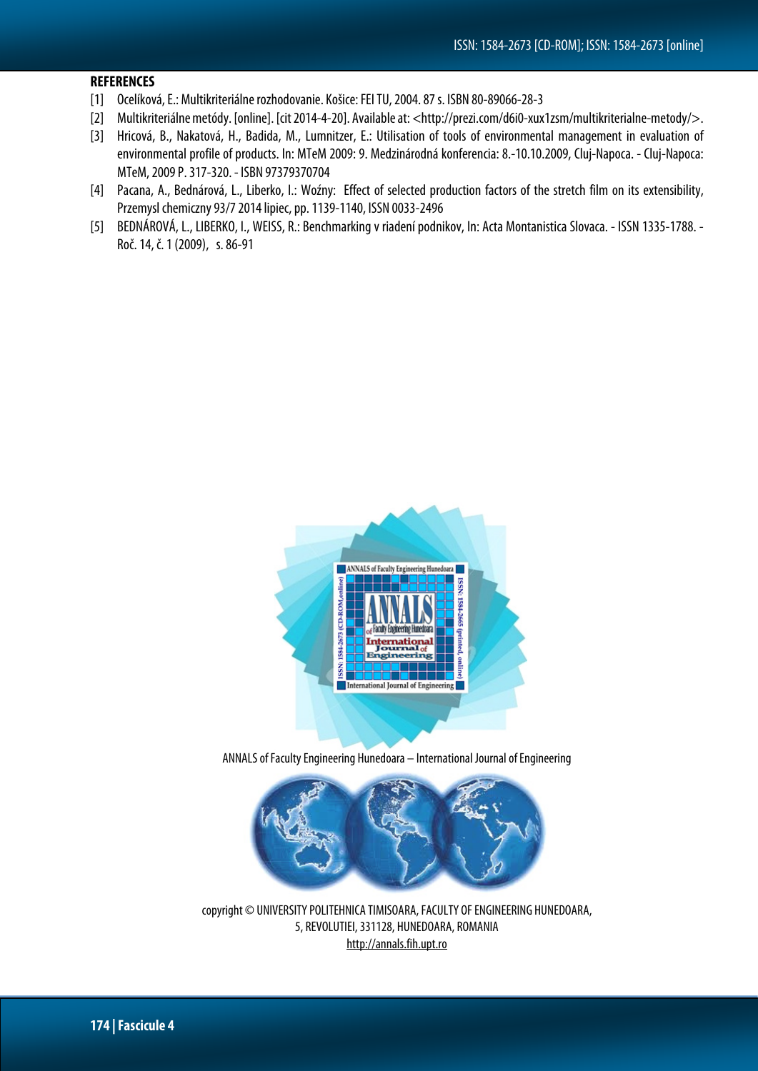**REFERENCES**

[1] Ocelíková, E.: Multikriteriálne rozhodovanie. Košice: FEI TU, 2004. 87 s. ISBN 80-89066-28-3

[2] Multikriteriálne metódy. [online]. [cit 2014-4-20]. Available at: <http://prezi.com/d6i0-xux1zsm/multikriterialne-metody/>.

[3] Hricová, B., Nakatová, H., Badida, M., Lumnitzer, E.: Utilisation of tools of environmental management in evaluation of environmental profile of products. In: MTeM 2009: 9. Medzinárodná konferencia: 8.-10.10.2009, Cluj-Napoca. - Cluj-Napoca: MTeM, 2009 P. 317-320. - ISBN 97379370704

[4] Pacana, A., Bednárová, L., Liberko, I.: Woźny: Effect of selected production factors of the stretch film on its extensibility, Przemysl chemiczny 93/7 2014 lipiec, pp. 1139-1140, ISSN 0033-2496

[5] BEDNÁROVÁ, L., LIBERKO, I., WEISS, R.: Benchmarking v riadení podnikov, In: Acta Montanistica Slovaca. - ISSN 1335-1788. - Roč. 14, č. 1 (2009), s. 86-91

ANNALS of Faculty Engineering Hunedoara – International Journal of Engineering

copyright © UNIVERSITY POLITEHNICA TIMISOARA, FACULTY OF ENGINEERING HUNEDOARA,
5, REVOLUTIEI, 331128, HUNEDOARA, ROMANIA
http://annals.fih.upt.ro